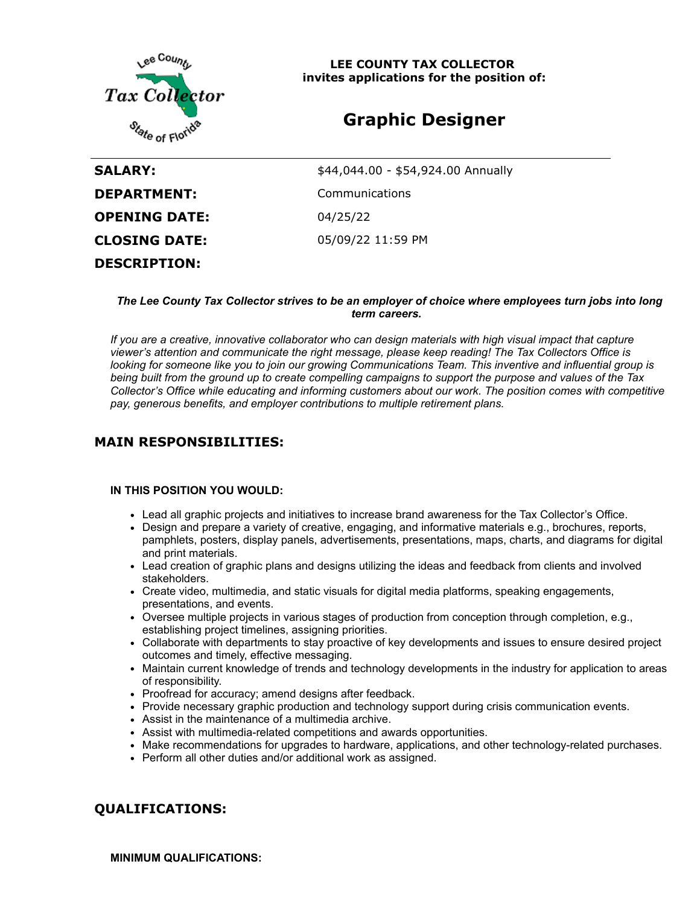**LEE COUNTY TAX COLLECTOR**
**invites applications for the position of:**

# Graphic Designer

| | |
|---|---|
| **SALARY:** | $44,044.00 - $54,924.00 Annually |
| **DEPARTMENT:** | Communications |
| **OPENING DATE:** | 04/25/22 |
| **CLOSING DATE:** | 05/09/22 11:59 PM |

**DESCRIPTION:**

***The Lee County Tax Collector strives to be an employer of choice where employees turn jobs into long term careers.***

*If you are a creative, innovative collaborator who can design materials with high visual impact that capture viewer's attention and communicate the right message, please keep reading! The Tax Collectors Office is looking for someone like you to join our growing Communications Team. This inventive and influential group is being built from the ground up to create compelling campaigns to support the purpose and values of the Tax Collector's Office while educating and informing customers about our work. The position comes with competitive pay, generous benefits, and employer contributions to multiple retirement plans.*

## MAIN RESPONSIBILITIES:

**IN THIS POSITION YOU WOULD:**

- Lead all graphic projects and initiatives to increase brand awareness for the Tax Collector's Office.
- Design and prepare a variety of creative, engaging, and informative materials e.g., brochures, reports, pamphlets, posters, display panels, advertisements, presentations, maps, charts, and diagrams for digital and print materials.
- Lead creation of graphic plans and designs utilizing the ideas and feedback from clients and involved stakeholders.
- Create video, multimedia, and static visuals for digital media platforms, speaking engagements, presentations, and events.
- Oversee multiple projects in various stages of production from conception through completion, e.g., establishing project timelines, assigning priorities.
- Collaborate with departments to stay proactive of key developments and issues to ensure desired project outcomes and timely, effective messaging.
- Maintain current knowledge of trends and technology developments in the industry for application to areas of responsibility.
- Proofread for accuracy; amend designs after feedback.
- Provide necessary graphic production and technology support during crisis communication events.
- Assist in the maintenance of a multimedia archive.
- Assist with multimedia-related competitions and awards opportunities.
- Make recommendations for upgrades to hardware, applications, and other technology-related purchases.
- Perform all other duties and/or additional work as assigned.

## QUALIFICATIONS:

**MINIMUM QUALIFICATIONS:**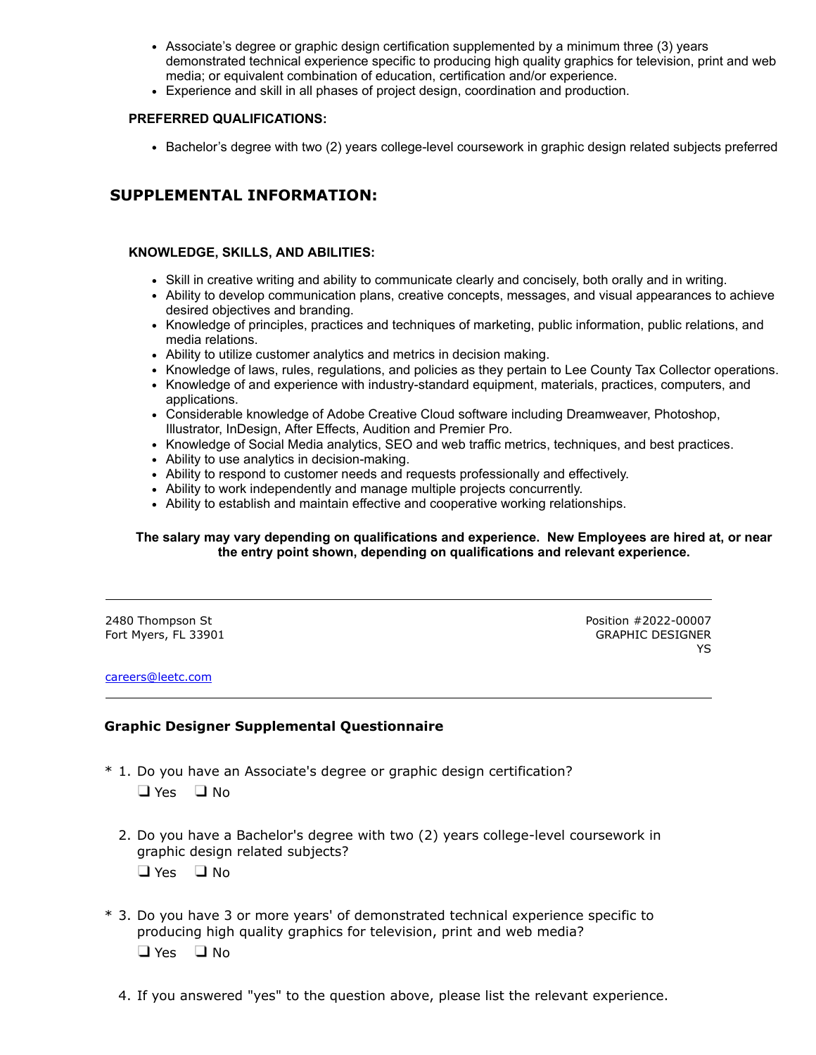- Associate's degree or graphic design certification supplemented by a minimum three (3) years demonstrated technical experience specific to producing high quality graphics for television, print and web media; or equivalent combination of education, certification and/or experience.
- Experience and skill in all phases of project design, coordination and production.

**PREFERRED QUALIFICATIONS:**

- Bachelor's degree with two (2) years college-level coursework in graphic design related subjects preferred

## SUPPLEMENTAL INFORMATION:

**KNOWLEDGE, SKILLS, AND ABILITIES:**

- Skill in creative writing and ability to communicate clearly and concisely, both orally and in writing.
- Ability to develop communication plans, creative concepts, messages, and visual appearances to achieve desired objectives and branding.
- Knowledge of principles, practices and techniques of marketing, public information, public relations, and media relations.
- Ability to utilize customer analytics and metrics in decision making.
- Knowledge of laws, rules, regulations, and policies as they pertain to Lee County Tax Collector operations.
- Knowledge of and experience with industry-standard equipment, materials, practices, computers, and applications.
- Considerable knowledge of Adobe Creative Cloud software including Dreamweaver, Photoshop, Illustrator, InDesign, After Effects, Audition and Premier Pro.
- Knowledge of Social Media analytics, SEO and web traffic metrics, techniques, and best practices.
- Ability to use analytics in decision-making.
- Ability to respond to customer needs and requests professionally and effectively.
- Ability to work independently and manage multiple projects concurrently.
- Ability to establish and maintain effective and cooperative working relationships.

**The salary may vary depending on qualifications and experience. New Employees are hired at, or near the entry point shown, depending on qualifications and relevant experience.**

---

2480 Thompson St
Fort Myers, FL 33901

Position #2022-00007
GRAPHIC DESIGNER
YS

careers@leetc.com

---

### Graphic Designer Supplemental Questionnaire

\* 1. Do you have an Associate's degree or graphic design certification?
- ❑ Yes
- ❑ No

2. Do you have a Bachelor's degree with two (2) years college-level coursework in graphic design related subjects?
- ❑ Yes
- ❑ No

\* 3. Do you have 3 or more years' of demonstrated technical experience specific to producing high quality graphics for television, print and web media?
- ❑ Yes
- ❑ No

4. If you answered "yes" to the question above, please list the relevant experience.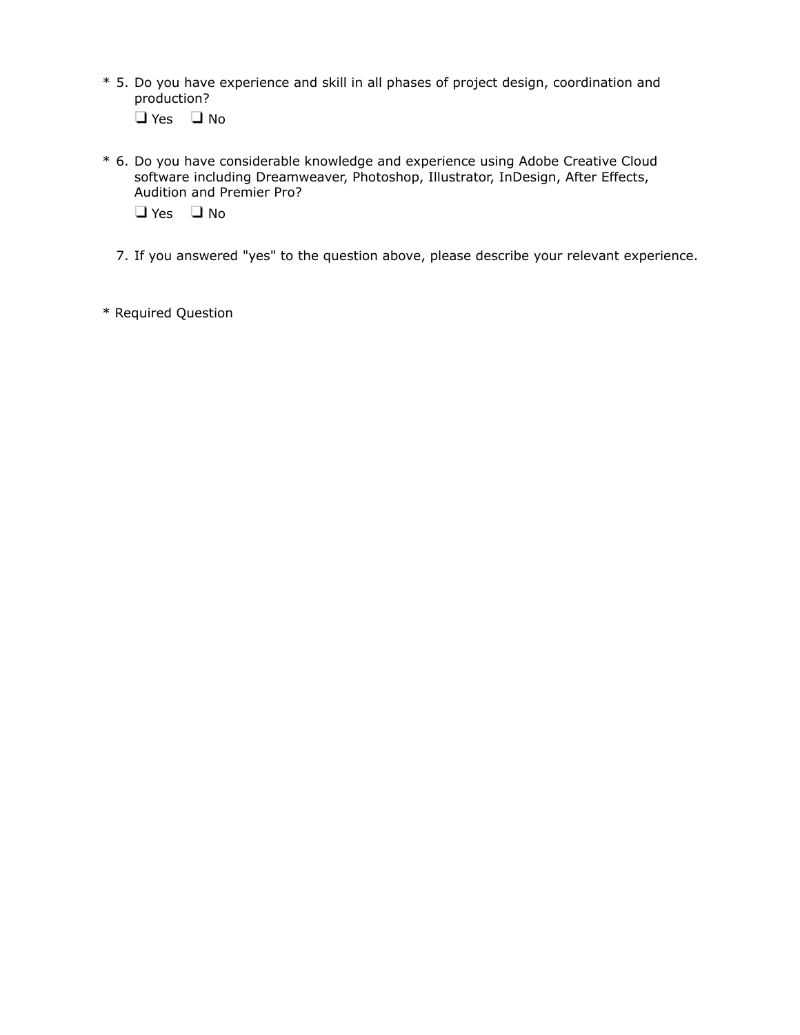\* 5. Do you have experience and skill in all phases of project design, coordination and production?

❑ Yes ❑ No

\* 6. Do you have considerable knowledge and experience using Adobe Creative Cloud software including Dreamweaver, Photoshop, Illustrator, InDesign, After Effects, Audition and Premier Pro?

❑ Yes ❑ No

7. If you answered "yes" to the question above, please describe your relevant experience.

\* Required Question